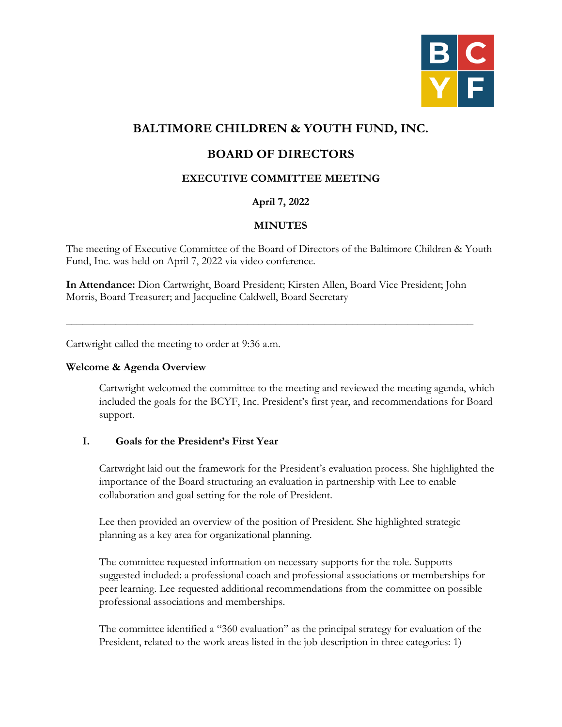# BALTIMORE CHILDREN & YOUTH FUND, INC.

## BOARD OF DIRECTORS

### EXECUTIVE COMMITTEE MEETING

**April 7, 2022**

**MINUTES**

The meeting of Executive Committee of the Board of Directors of the Baltimore Children & Youth Fund, Inc. was held on April 7, 2022 via video conference.

**In Attendance:** Dion Cartwright, Board President; Kirsten Allen, Board Vice President; John Morris, Board Treasurer; and Jacqueline Caldwell, Board Secretary

---

Cartwright called the meeting to order at 9:36 a.m.

**Welcome & Agenda Overview**

Cartwright welcomed the committee to the meeting and reviewed the meeting agenda, which included the goals for the BCYF, Inc. President's first year, and recommendations for Board support.

**I. Goals for the President's First Year**

Cartwright laid out the framework for the President's evaluation process. She highlighted the importance of the Board structuring an evaluation in partnership with Lee to enable collaboration and goal setting for the role of President.

Lee then provided an overview of the position of President. She highlighted strategic planning as a key area for organizational planning.

The committee requested information on necessary supports for the role. Supports suggested included: a professional coach and professional associations or memberships for peer learning. Lee requested additional recommendations from the committee on possible professional associations and memberships.

The committee identified a "360 evaluation" as the principal strategy for evaluation of the President, related to the work areas listed in the job description in three categories: 1)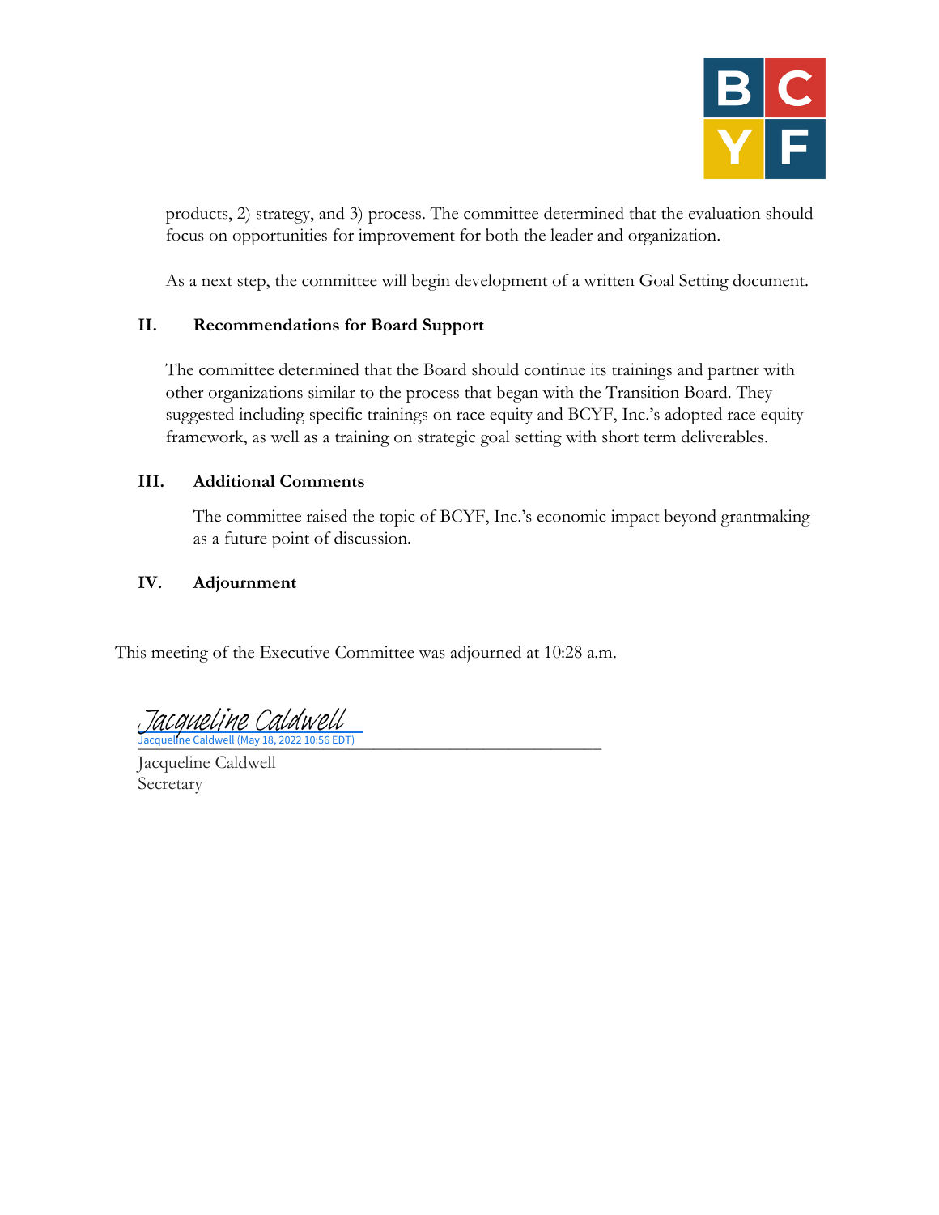products, 2) strategy, and 3) process. The committee determined that the evaluation should focus on opportunities for improvement for both the leader and organization.

As a next step, the committee will begin development of a written Goal Setting document.

## II. Recommendations for Board Support

The committee determined that the Board should continue its trainings and partner with other organizations similar to the process that began with the Transition Board. They suggested including specific trainings on race equity and BCYF, Inc.'s adopted race equity framework, as well as a training on strategic goal setting with short term deliverables.

## III. Additional Comments

The committee raised the topic of BCYF, Inc.'s economic impact beyond grantmaking as a future point of discussion.

## IV. Adjournment

This meeting of the Executive Committee was adjourned at 10:28 a.m.

Jacqueline Caldwell
Jacqueline Caldwell (May 18, 2022 10:56 EDT)

Jacqueline Caldwell
Secretary